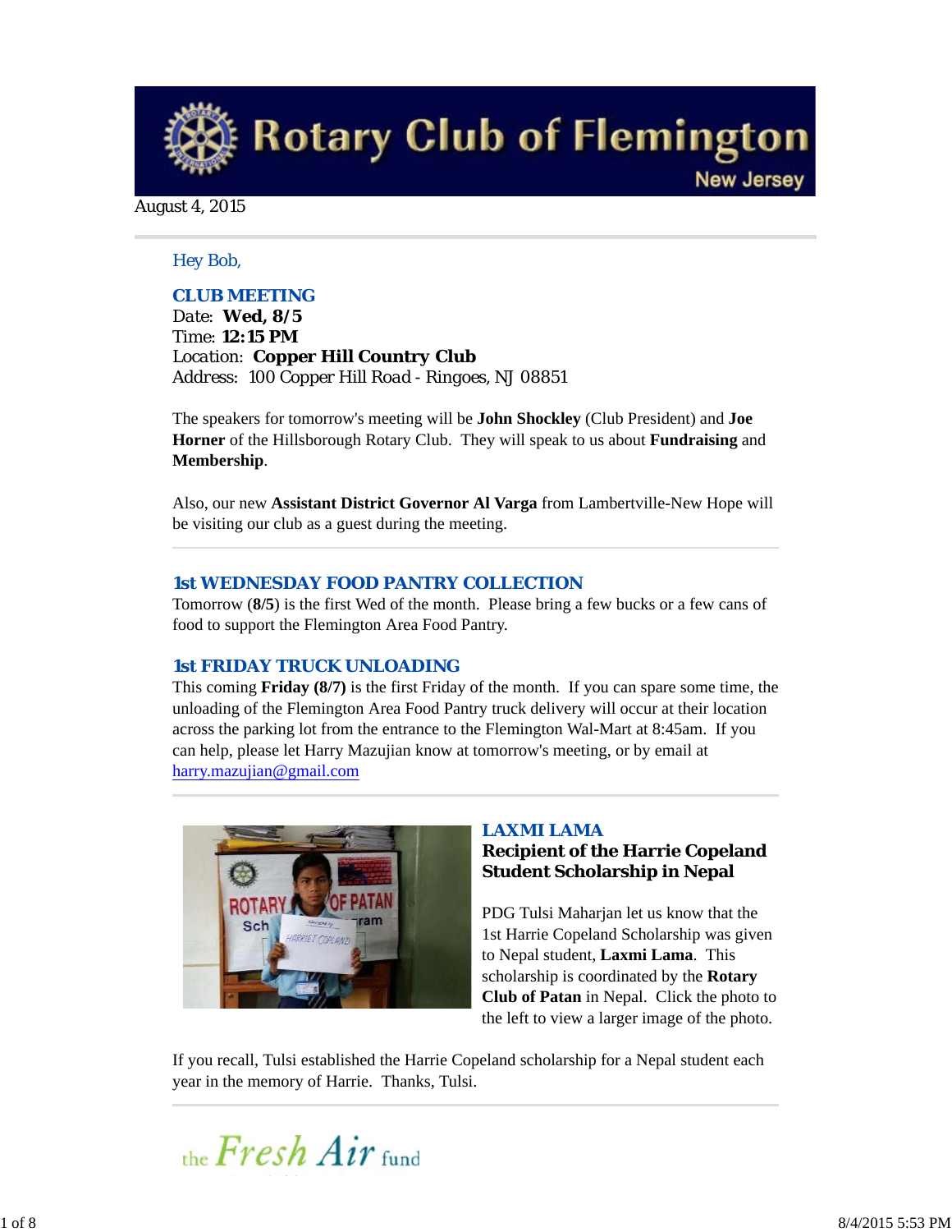# Rotary Club of Flemington

New Jersey

August 4, 2015

Hey Bob,

## CLUB MEETING

Date: **Wed, 8/5**
Time: **12:15 PM**
Location: **Copper Hill Country Club**
Address: 100 Copper Hill Road - Ringoes, NJ 08851

The speakers for tomorrow's meeting will be **John Shockley** (Club President) and **Joe Horner** of the Hillsborough Rotary Club. They will speak to us about **Fundraising** and **Membership**.

Also, our new **Assistant District Governor Al Varga** from Lambertville-New Hope will be visiting our club as a guest during the meeting.

## 1st WEDNESDAY FOOD PANTRY COLLECTION

Tomorrow (**8/5**) is the first Wed of the month. Please bring a few bucks or a few cans of food to support the Flemington Area Food Pantry.

## 1st FRIDAY TRUCK UNLOADING

This coming **Friday (8/7)** is the first Friday of the month. If you can spare some time, the unloading of the Flemington Area Food Pantry truck delivery will occur at their location across the parking lot from the entrance to the Flemington Wal-Mart at 8:45am. If you can help, please let Harry Mazujian know at tomorrow's meeting, or by email at harry.mazujian@gmail.com

## LAXMI LAMA

### Recipient of the Harrie Copeland Student Scholarship in Nepal

PDG Tulsi Maharjan let us know that the 1st Harrie Copeland Scholarship was given to Nepal student, **Laxmi Lama**. This scholarship is coordinated by the **Rotary Club of Patan** in Nepal. Click the photo to the left to view a larger image of the photo.

If you recall, Tulsi established the Harrie Copeland scholarship for a Nepal student each year in the memory of Harrie. Thanks, Tulsi.

the Fresh Air fund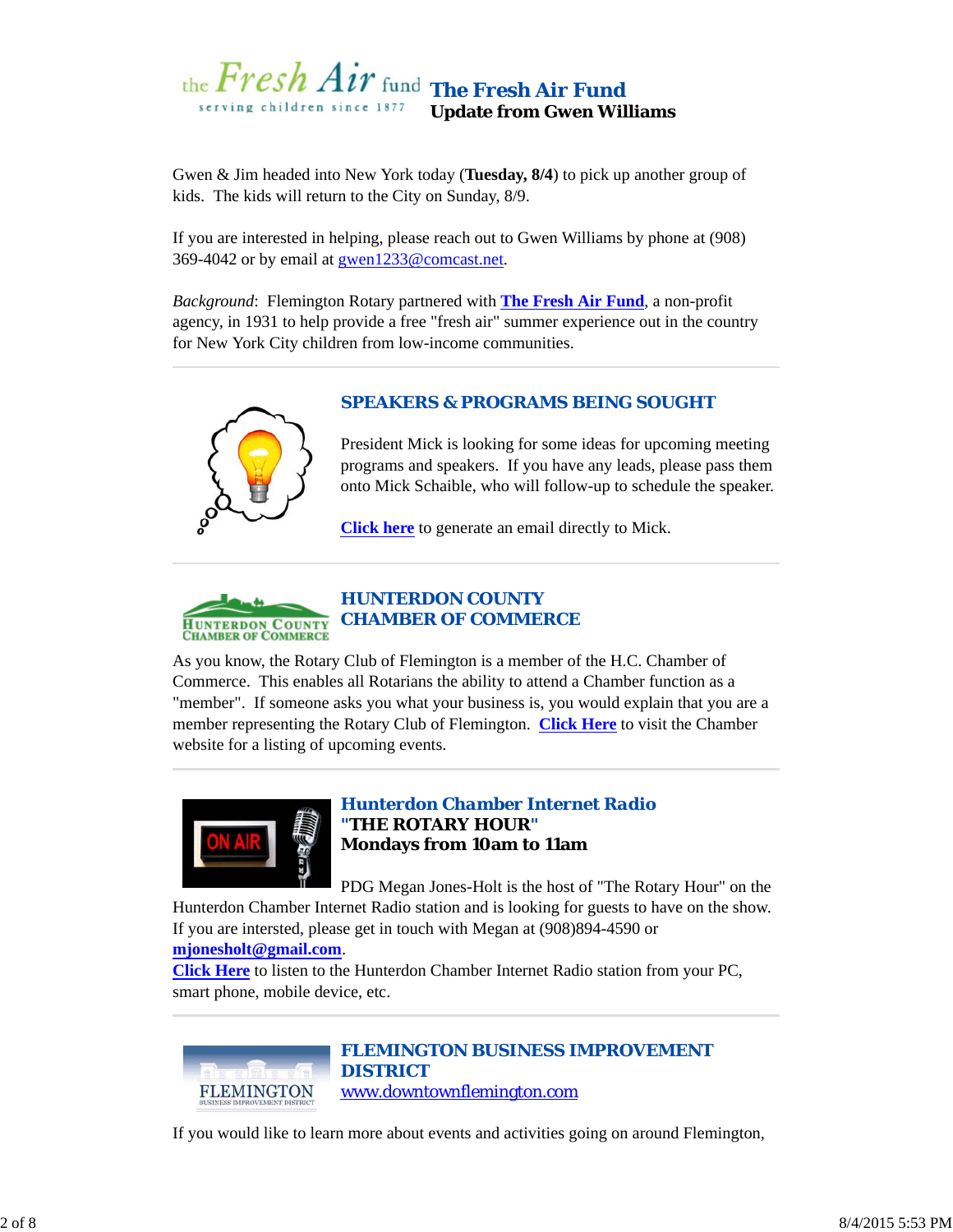## The Fresh Air Fund
**Update from Gwen Williams**

Gwen & Jim headed into New York today (**Tuesday, 8/4**) to pick up another group of kids. The kids will return to the City on Sunday, 8/9.

If you are interested in helping, please reach out to Gwen Williams by phone at (908) 369-4042 or by email at gwen1233@comcast.net.

*Background*: Flemington Rotary partnered with **The Fresh Air Fund**, a non-profit agency, in 1931 to help provide a free "fresh air" summer experience out in the country for New York City children from low-income communities.

## SPEAKERS & PROGRAMS BEING SOUGHT

President Mick is looking for some ideas for upcoming meeting programs and speakers. If you have any leads, please pass them onto Mick Schaible, who will follow-up to schedule the speaker.

**Click here** to generate an email directly to Mick.

## HUNTERDON COUNTY CHAMBER OF COMMERCE

As you know, the Rotary Club of Flemington is a member of the H.C. Chamber of Commerce. This enables all Rotarians the ability to attend a Chamber function as a "member". If someone asks you what your business is, you would explain that you are a member representing the Rotary Club of Flemington. **Click Here** to visit the Chamber website for a listing of upcoming events.

## Hunterdon Chamber Internet Radio
**"THE ROTARY HOUR"**
**Mondays from 10am to 11am**

PDG Megan Jones-Holt is the host of "The Rotary Hour" on the Hunterdon Chamber Internet Radio station and is looking for guests to have on the show. If you are intersted, please get in touch with Megan at (908)894-4590 or **mjonesholt@gmail.com**.
**Click Here** to listen to the Hunterdon Chamber Internet Radio station from your PC, smart phone, mobile device, etc.

## FLEMINGTON BUSINESS IMPROVEMENT DISTRICT
www.downtownflemington.com

If you would like to learn more about events and activities going on around Flemington,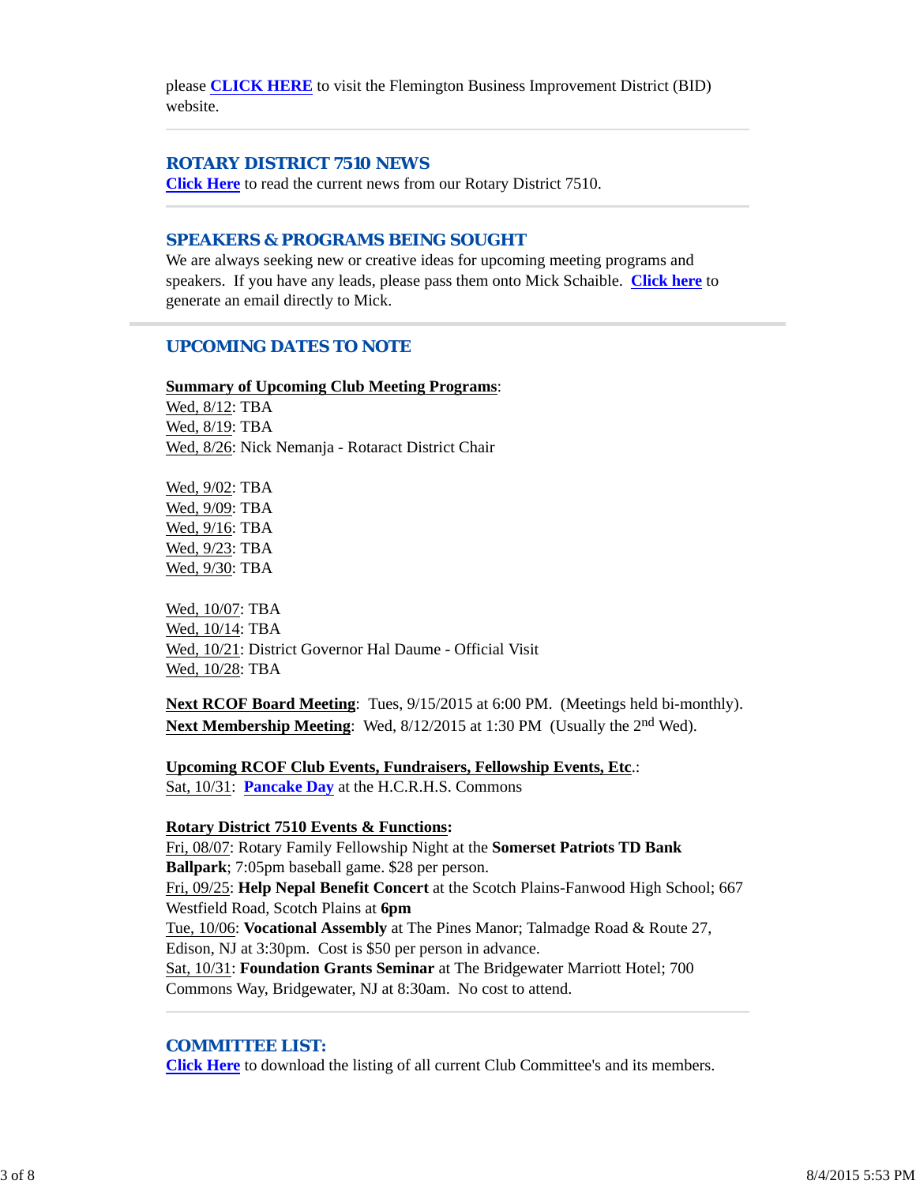please **CLICK HERE** to visit the Flemington Business Improvement District (BID) website.

---

## ROTARY DISTRICT 7510 NEWS

**Click Here** to read the current news from our Rotary District 7510.

---

## SPEAKERS & PROGRAMS BEING SOUGHT

We are always seeking new or creative ideas for upcoming meeting programs and speakers. If you have any leads, please pass them onto Mick Schaible. **Click here** to generate an email directly to Mick.

---

## UPCOMING DATES TO NOTE

**Summary of Upcoming Club Meeting Programs**:
Wed, 8/12: TBA
Wed, 8/19: TBA
Wed, 8/26: Nick Nemanja - Rotaract District Chair

Wed, 9/02: TBA
Wed, 9/09: TBA
Wed, 9/16: TBA
Wed, 9/23: TBA
Wed, 9/30: TBA

Wed, 10/07: TBA
Wed, 10/14: TBA
Wed, 10/21: District Governor Hal Daume - Official Visit
Wed, 10/28: TBA

**Next RCOF Board Meeting**: Tues, 9/15/2015 at 6:00 PM. (Meetings held bi-monthly).
**Next Membership Meeting**: Wed, 8/12/2015 at 1:30 PM (Usually the 2nd Wed).

**Upcoming RCOF Club Events, Fundraisers, Fellowship Events, Etc**.:
Sat, 10/31: **Pancake Day** at the H.C.R.H.S. Commons

**Rotary District 7510 Events & Functions:**
Fri, 08/07: Rotary Family Fellowship Night at the **Somerset Patriots TD Bank Ballpark**; 7:05pm baseball game. $28 per person.
Fri, 09/25: **Help Nepal Benefit Concert** at the Scotch Plains-Fanwood High School; 667 Westfield Road, Scotch Plains at **6pm**
Tue, 10/06: **Vocational Assembly** at The Pines Manor; Talmadge Road & Route 27, Edison, NJ at 3:30pm. Cost is $50 per person in advance.
Sat, 10/31: **Foundation Grants Seminar** at The Bridgewater Marriott Hotel; 700 Commons Way, Bridgewater, NJ at 8:30am. No cost to attend.

---

## COMMITTEE LIST:

**Click Here** to download the listing of all current Club Committee's and its members.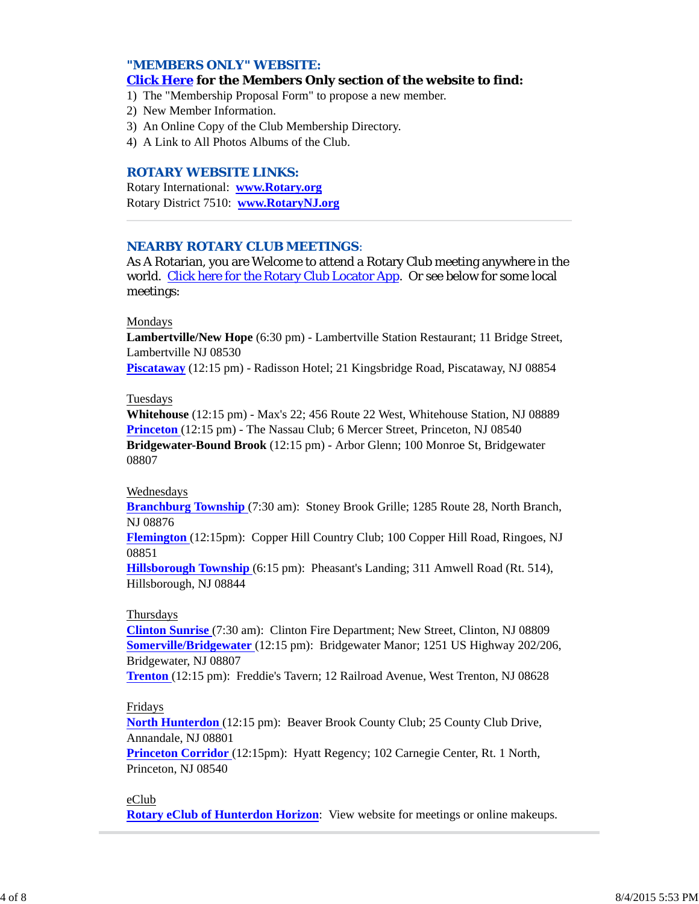## "MEMBERS ONLY" WEBSITE:

**Click Here for the Members Only section of the website to find:**

1) The "Membership Proposal Form" to propose a new member.
2) New Member Information.
3) An Online Copy of the Club Membership Directory.
4) A Link to All Photos Albums of the Club.

## ROTARY WEBSITE LINKS:

Rotary International: **www.Rotary.org**
Rotary District 7510: **www.RotaryNJ.org**

---

## NEARBY ROTARY CLUB MEETINGS:

As A Rotarian, you are Welcome to attend a Rotary Club meeting anywhere in the world. Click here for the Rotary Club Locator App. Or see below for some local meetings:

Mondays
**Lambertville/New Hope** (6:30 pm) - Lambertville Station Restaurant; 11 Bridge Street, Lambertville NJ 08530
**Piscataway** (12:15 pm) - Radisson Hotel; 21 Kingsbridge Road, Piscataway, NJ 08854

Tuesdays
**Whitehouse** (12:15 pm) - Max's 22; 456 Route 22 West, Whitehouse Station, NJ 08889
**Princeton** (12:15 pm) - The Nassau Club; 6 Mercer Street, Princeton, NJ 08540
**Bridgewater-Bound Brook** (12:15 pm) - Arbor Glenn; 100 Monroe St, Bridgewater 08807

Wednesdays
**Branchburg Township** (7:30 am): Stoney Brook Grille; 1285 Route 28, North Branch, NJ 08876
**Flemington** (12:15pm): Copper Hill Country Club; 100 Copper Hill Road, Ringoes, NJ 08851
**Hillsborough Township** (6:15 pm): Pheasant's Landing; 311 Amwell Road (Rt. 514), Hillsborough, NJ 08844

Thursdays
**Clinton Sunrise** (7:30 am): Clinton Fire Department; New Street, Clinton, NJ 08809
**Somerville/Bridgewater** (12:15 pm): Bridgewater Manor; 1251 US Highway 202/206, Bridgewater, NJ 08807
**Trenton** (12:15 pm): Freddie's Tavern; 12 Railroad Avenue, West Trenton, NJ 08628

Fridays
**North Hunterdon** (12:15 pm): Beaver Brook County Club; 25 County Club Drive, Annandale, NJ 08801
**Princeton Corridor** (12:15pm): Hyatt Regency; 102 Carnegie Center, Rt. 1 North, Princeton, NJ 08540

eClub
**Rotary eClub of Hunterdon Horizon**: View website for meetings or online makeups.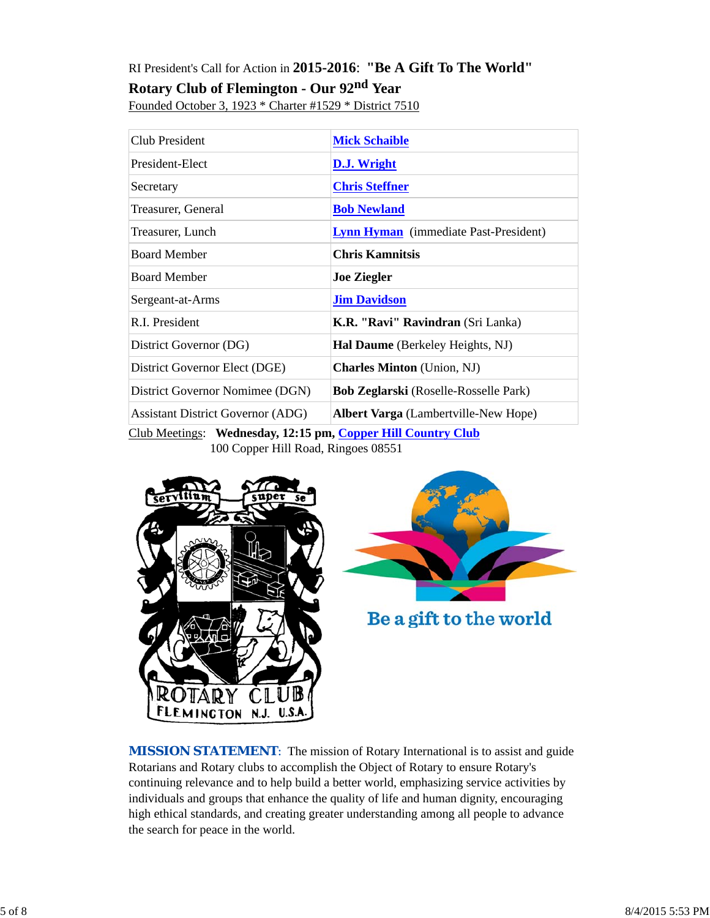RI President's Call for Action in **2015-2016**: **"Be A Gift To The World"**

**Rotary Club of Flemington - Our 92nd Year**

Founded October 3, 1923 * Charter #1529 * District 7510

| | |
|---|---|
| Club President | **Mick Schaible** |
| President-Elect | **D.J. Wright** |
| Secretary | **Chris Steffner** |
| Treasurer, General | **Bob Newland** |
| Treasurer, Lunch | **Lynn Hyman** (immediate Past-President) |
| Board Member | **Chris Kamnitsis** |
| Board Member | **Joe Ziegler** |
| Sergeant-at-Arms | **Jim Davidson** |
| R.I. President | **K.R. "Ravi" Ravindran** (Sri Lanka) |
| District Governor (DG) | **Hal Daume** (Berkeley Heights, NJ) |
| District Governor Elect (DGE) | **Charles Minton** (Union, NJ) |
| District Governor Nominee (DGN) | **Bob Zeglarski** (Roselle-Rosselle Park) |
| Assistant District Governor (ADG) | **Albert Varga** (Lambertville-New Hope) |

Club Meetings: **Wednesday, 12:15 pm, Copper Hill Country Club**
100 Copper Hill Road, Ringoes 08551

**MISSION STATEMENT**: The mission of Rotary International is to assist and guide Rotarians and Rotary clubs to accomplish the Object of Rotary to ensure Rotary's continuing relevance and to help build a better world, emphasizing service activities by individuals and groups that enhance the quality of life and human dignity, encouraging high ethical standards, and creating greater understanding among all people to advance the search for peace in the world.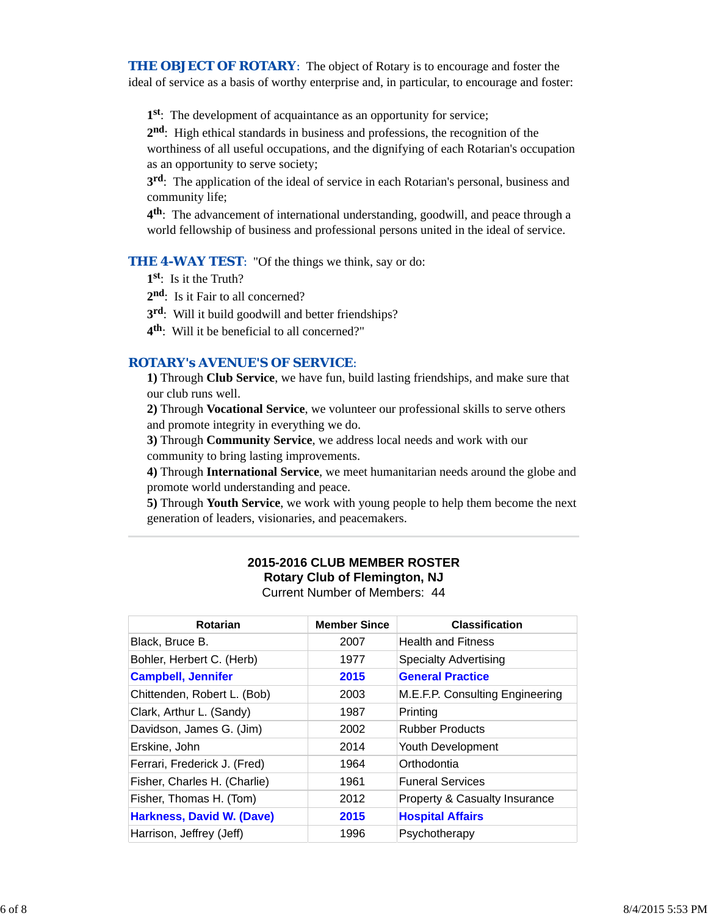**THE OBJECT OF ROTARY**: The object of Rotary is to encourage and foster the ideal of service as a basis of worthy enterprise and, in particular, to encourage and foster:

1st: The development of acquaintance as an opportunity for service;
2nd: High ethical standards in business and professions, the recognition of the worthiness of all useful occupations, and the dignifying of each Rotarian's occupation as an opportunity to serve society;
3rd: The application of the ideal of service in each Rotarian's personal, business and community life;
4th: The advancement of international understanding, goodwill, and peace through a world fellowship of business and professional persons united in the ideal of service.

**THE 4-WAY TEST**: "Of the things we think, say or do:
1st: Is it the Truth?
2nd: Is it Fair to all concerned?
3rd: Will it build goodwill and better friendships?
4th: Will it be beneficial to all concerned?"

**ROTARY's AVENUE'S OF SERVICE**:
**1)** Through **Club Service**, we have fun, build lasting friendships, and make sure that our club runs well.
**2)** Through **Vocational Service**, we volunteer our professional skills to serve others and promote integrity in everything we do.
**3)** Through **Community Service**, we address local needs and work with our community to bring lasting improvements.
**4)** Through **International Service**, we meet humanitarian needs around the globe and promote world understanding and peace.
**5)** Through **Youth Service**, we work with young people to help them become the next generation of leaders, visionaries, and peacemakers.

---

**2015-2016 CLUB MEMBER ROSTER**
**Rotary Club of Flemington, NJ**
Current Number of Members: 44

| Rotarian | Member Since | Classification |
|---|---|---|
| Black, Bruce B. | 2007 | Health and Fitness |
| Bohler, Herbert C. (Herb) | 1977 | Specialty Advertising |
| **Campbell, Jennifer** | **2015** | **General Practice** |
| Chittenden, Robert L. (Bob) | 2003 | M.E.F.P. Consulting Engineering |
| Clark, Arthur L. (Sandy) | 1987 | Printing |
| Davidson, James G. (Jim) | 2002 | Rubber Products |
| Erskine, John | 2014 | Youth Development |
| Ferrari, Frederick J. (Fred) | 1964 | Orthodontia |
| Fisher, Charles H. (Charlie) | 1961 | Funeral Services |
| Fisher, Thomas H. (Tom) | 2012 | Property & Casualty Insurance |
| **Harkness, David W. (Dave)** | **2015** | **Hospital Affairs** |
| Harrison, Jeffrey (Jeff) | 1996 | Psychotherapy |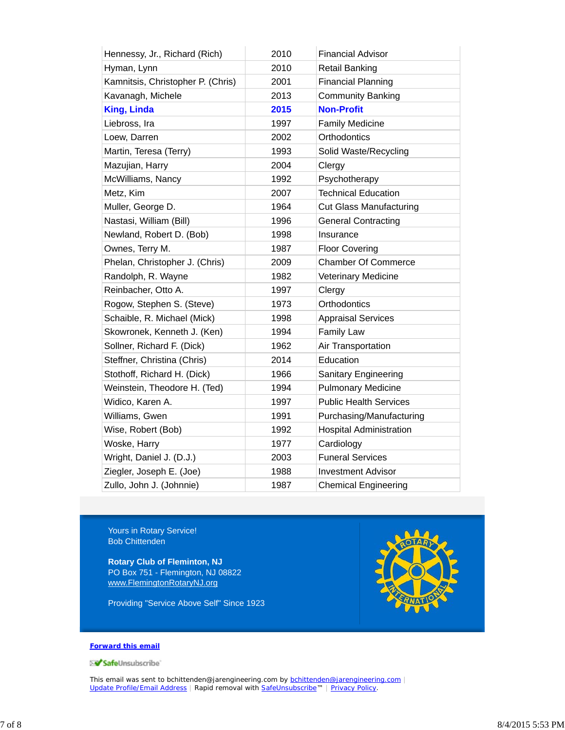| | | |
|---|---|---|
| Hennessy, Jr., Richard (Rich) | 2010 | Financial Advisor |
| Hyman, Lynn | 2010 | Retail Banking |
| Kamnitsis, Christopher P. (Chris) | 2001 | Financial Planning |
| Kavanagh, Michele | 2013 | Community Banking |
| **King, Linda** | **2015** | **Non-Profit** |
| Liebross, Ira | 1997 | Family Medicine |
| Loew, Darren | 2002 | Orthodontics |
| Martin, Teresa (Terry) | 1993 | Solid Waste/Recycling |
| Mazujian, Harry | 2004 | Clergy |
| McWilliams, Nancy | 1992 | Psychotherapy |
| Metz, Kim | 2007 | Technical Education |
| Muller, George D. | 1964 | Cut Glass Manufacturing |
| Nastasi, William (Bill) | 1996 | General Contracting |
| Newland, Robert D. (Bob) | 1998 | Insurance |
| Ownes, Terry M. | 1987 | Floor Covering |
| Phelan, Christopher J. (Chris) | 2009 | Chamber Of Commerce |
| Randolph, R. Wayne | 1982 | Veterinary Medicine |
| Reinbacher, Otto A. | 1997 | Clergy |
| Rogow, Stephen S. (Steve) | 1973 | Orthodontics |
| Schaible, R. Michael (Mick) | 1998 | Appraisal Services |
| Skowronek, Kenneth J. (Ken) | 1994 | Family Law |
| Sollner, Richard F. (Dick) | 1962 | Air Transportation |
| Steffner, Christina (Chris) | 2014 | Education |
| Stothoff, Richard H. (Dick) | 1966 | Sanitary Engineering |
| Weinstein, Theodore H. (Ted) | 1994 | Pulmonary Medicine |
| Widico, Karen A. | 1997 | Public Health Services |
| Williams, Gwen | 1991 | Purchasing/Manufacturing |
| Wise, Robert (Bob) | 1992 | Hospital Administration |
| Woske, Harry | 1977 | Cardiology |
| Wright, Daniel J. (D.J.) | 2003 | Funeral Services |
| Ziegler, Joseph E. (Joe) | 1988 | Investment Advisor |
| Zullo, John J. (Johnnie) | 1987 | Chemical Engineering |

Yours in Rotary Service!
Bob Chittenden

**Rotary Club of Flemington, NJ**
PO Box 751 - Flemington, NJ 08822
www.FlemingtonRotaryNJ.org

Providing "Service Above Self" Since 1923

**Forward this email**

SafeUnsubscribe

This email was sent to bchittenden@jarengineering.com by bchittenden@jarengineering.com | Update Profile/Email Address | Rapid removal with SafeUnsubscribe™ | Privacy Policy.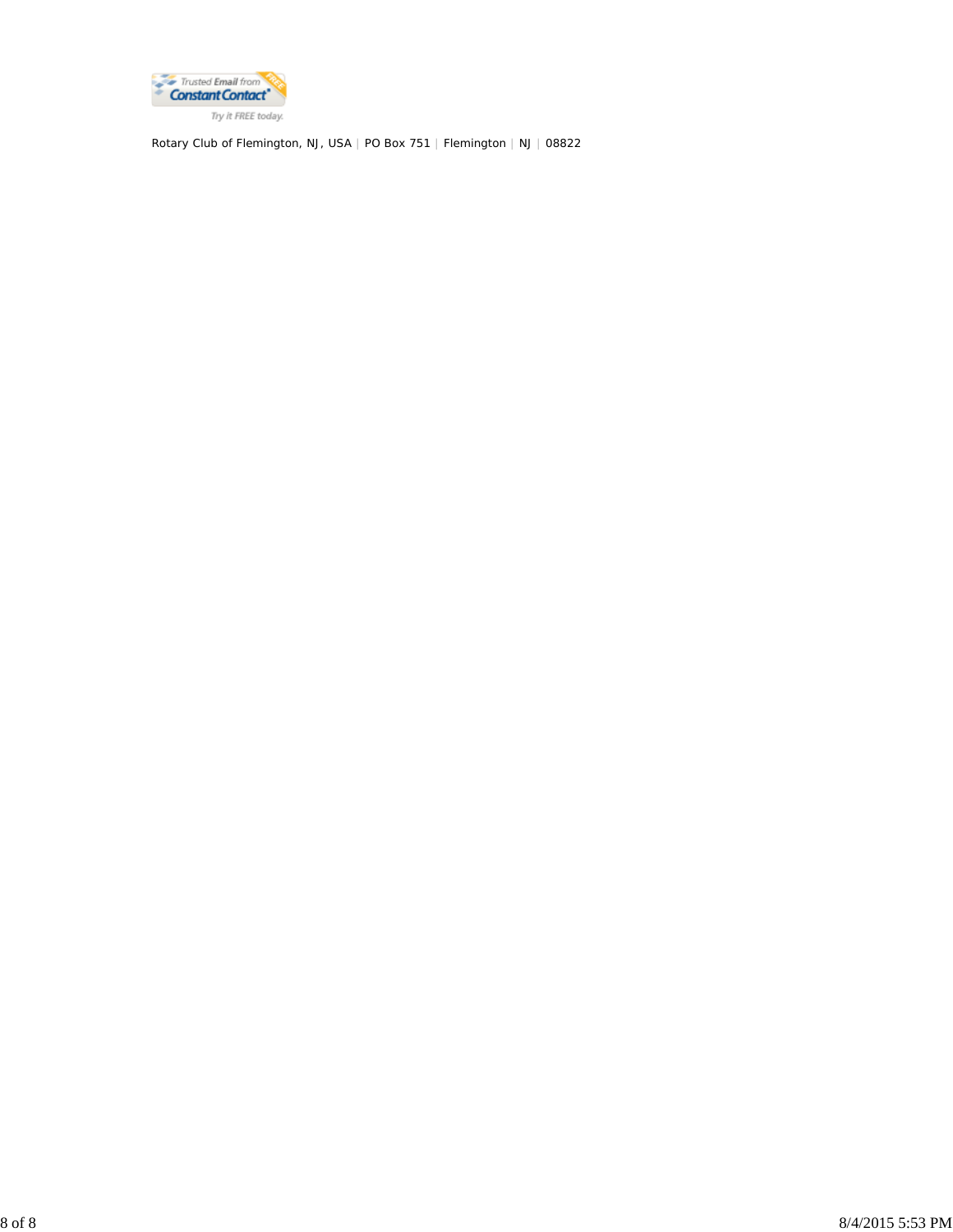Trusted Email from Constant Contact

Try it FREE today.

Rotary Club of Flemington, NJ, USA | PO Box 751 | Flemington | NJ | 08822